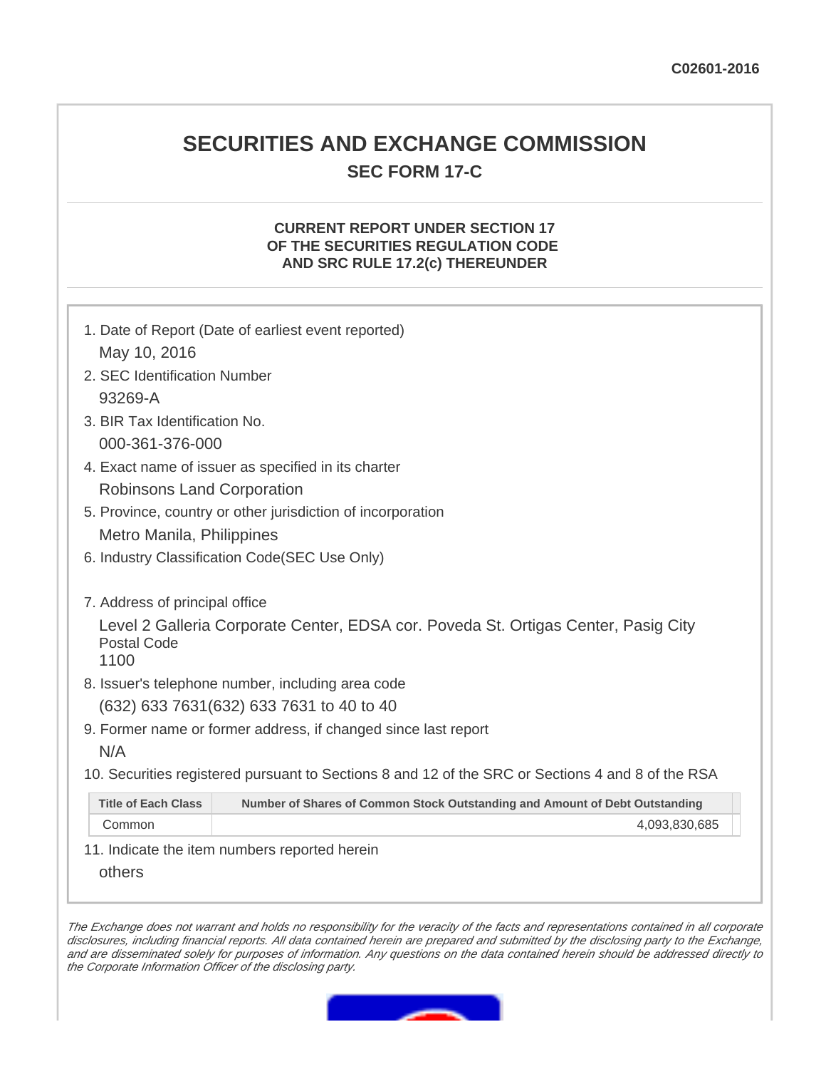C02601-2016

# SECURITIES AND EXCHANGE COMMISSION

## SEC FORM 17-C

### CURRENT REPORT UNDER SECTION 17 OF THE SECURITIES REGULATION CODE AND SRC RULE 17.2(c) THEREUNDER

1. Date of Report (Date of earliest event reported)
   May 10, 2016
2. SEC Identification Number
   93269-A
3. BIR Tax Identification No.
   000-361-376-000
4. Exact name of issuer as specified in its charter
   Robinsons Land Corporation
5. Province, country or other jurisdiction of incorporation
   Metro Manila, Philippines
6. Industry Classification Code(SEC Use Only)

7. Address of principal office
   Level 2 Galleria Corporate Center, EDSA cor. Poveda St. Ortigas Center, Pasig City
   Postal Code
   1100
8. Issuer's telephone number, including area code
   (632) 633 7631(632) 633 7631 to 40 to 40
9. Former name or former address, if changed since last report
   N/A
10. Securities registered pursuant to Sections 8 and 12 of the SRC or Sections 4 and 8 of the RSA

| Title of Each Class | Number of Shares of Common Stock Outstanding and Amount of Debt Outstanding |
|---|---|
| Common | 4,093,830,685 |

11. Indicate the item numbers reported herein
    others

*The Exchange does not warrant and holds no responsibility for the veracity of the facts and representations contained in all corporate disclosures, including financial reports. All data contained herein are prepared and submitted by the disclosing party to the Exchange, and are disseminated solely for purposes of information. Any questions on the data contained herein should be addressed directly to the Corporate Information Officer of the disclosing party.*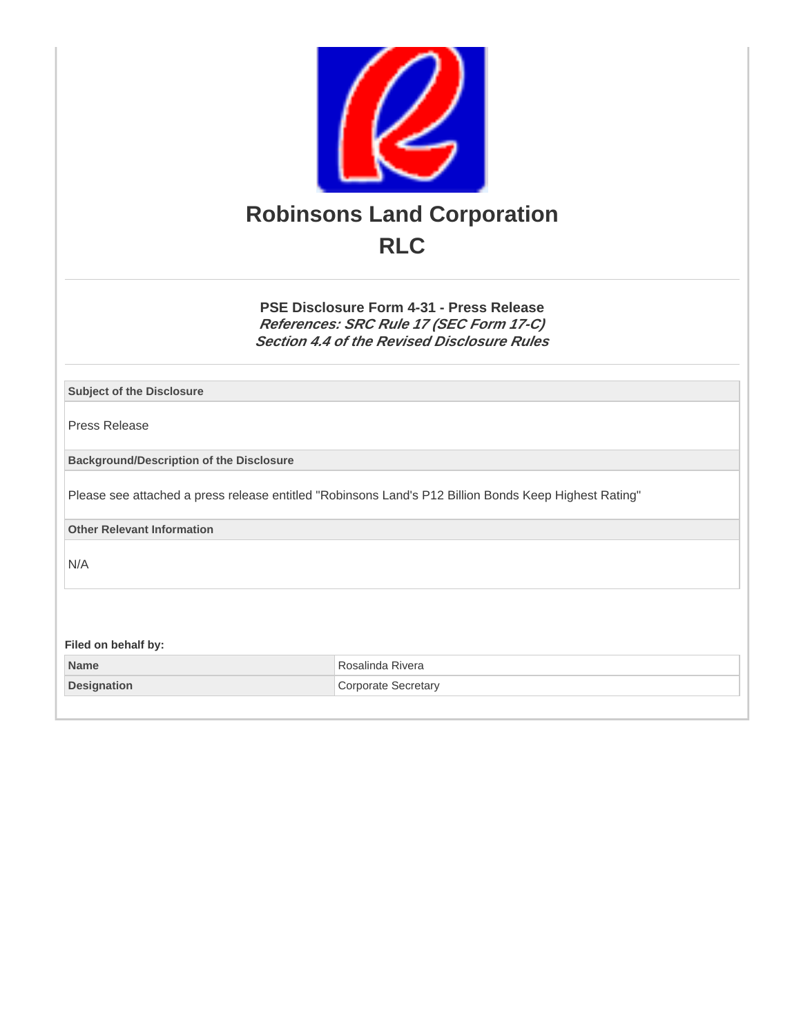# Robinsons Land Corporation
# RLC

### PSE Disclosure Form 4-31 - Press Release

***References: SRC Rule 17 (SEC Form 17-C)***
***Section 4.4 of the Revised Disclosure Rules***

**Subject of the Disclosure**

Press Release

**Background/Description of the Disclosure**

Please see attached a press release entitled "Robinsons Land's P12 Billion Bonds Keep Highest Rating"

**Other Relevant Information**

N/A

**Filed on behalf by:**

| | |
|---|---|
| **Name** | Rosalinda Rivera |
| **Designation** | Corporate Secretary |